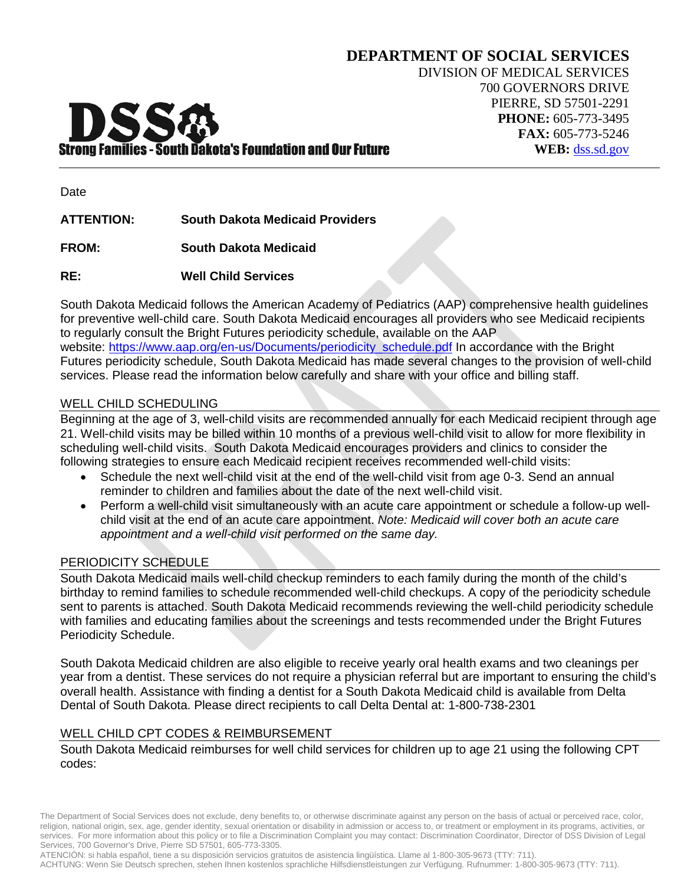**DEPARTMENT OF SOCIAL SERVICES**
DIVISION OF MEDICAL SERVICES
700 GOVERNORS DRIVE
PIERRE, SD 57501-2291
**PHONE:** 605-773-3495
**FAX:** 605-773-5246
**WEB:** dss.sd.gov

**DSS**
Strong Families - South Dakota's Foundation and Our Future

Date

**ATTENTION:** **South Dakota Medicaid Providers**

**FROM:** **South Dakota Medicaid**

**RE:** **Well Child Services**

South Dakota Medicaid follows the American Academy of Pediatrics (AAP) comprehensive health guidelines for preventive well-child care. South Dakota Medicaid encourages all providers who see Medicaid recipients to regularly consult the Bright Futures periodicity schedule, available on the AAP website: https://www.aap.org/en-us/Documents/periodicity_schedule.pdf In accordance with the Bright Futures periodicity schedule, South Dakota Medicaid has made several changes to the provision of well-child services. Please read the information below carefully and share with your office and billing staff.

## WELL CHILD SCHEDULING

Beginning at the age of 3, well-child visits are recommended annually for each Medicaid recipient through age 21. Well-child visits may be billed within 10 months of a previous well-child visit to allow for more flexibility in scheduling well-child visits. South Dakota Medicaid encourages providers and clinics to consider the following strategies to ensure each Medicaid recipient receives recommended well-child visits:

- Schedule the next well-child visit at the end of the well-child visit from age 0-3. Send an annual reminder to children and families about the date of the next well-child visit.
- Perform a well-child visit simultaneously with an acute care appointment or schedule a follow-up well-child visit at the end of an acute care appointment. *Note: Medicaid will cover both an acute care appointment and a well-child visit performed on the same day.*

## PERIODICITY SCHEDULE

South Dakota Medicaid mails well-child checkup reminders to each family during the month of the child's birthday to remind families to schedule recommended well-child checkups. A copy of the periodicity schedule sent to parents is attached. South Dakota Medicaid recommends reviewing the well-child periodicity schedule with families and educating families about the screenings and tests recommended under the Bright Futures Periodicity Schedule.

South Dakota Medicaid children are also eligible to receive yearly oral health exams and two cleanings per year from a dentist. These services do not require a physician referral but are important to ensuring the child's overall health. Assistance with finding a dentist for a South Dakota Medicaid child is available from Delta Dental of South Dakota. Please direct recipients to call Delta Dental at: 1-800-738-2301

## WELL CHILD CPT CODES & REIMBURSEMENT

South Dakota Medicaid reimburses for well child services for children up to age 21 using the following CPT codes:

The Department of Social Services does not exclude, deny benefits to, or otherwise discriminate against any person on the basis of actual or perceived race, color, religion, national origin, sex, age, gender identity, sexual orientation or disability in admission or access to, or treatment or employment in its programs, activities, or services. For more information about this policy or to file a Discrimination Complaint you may contact: Discrimination Coordinator, Director of DSS Division of Legal Services, 700 Governor's Drive, Pierre SD 57501, 605-773-3305.
ATENCIÓN: si habla español, tiene a su disposición servicios gratuitos de asistencia lingüística. Llame al 1-800-305-9673 (TTY: 711).
ACHTUNG: Wenn Sie Deutsch sprechen, stehen Ihnen kostenlos sprachliche Hilfsdienstleistungen zur Verfügung. Rufnummer: 1-800-305-9673 (TTY: 711).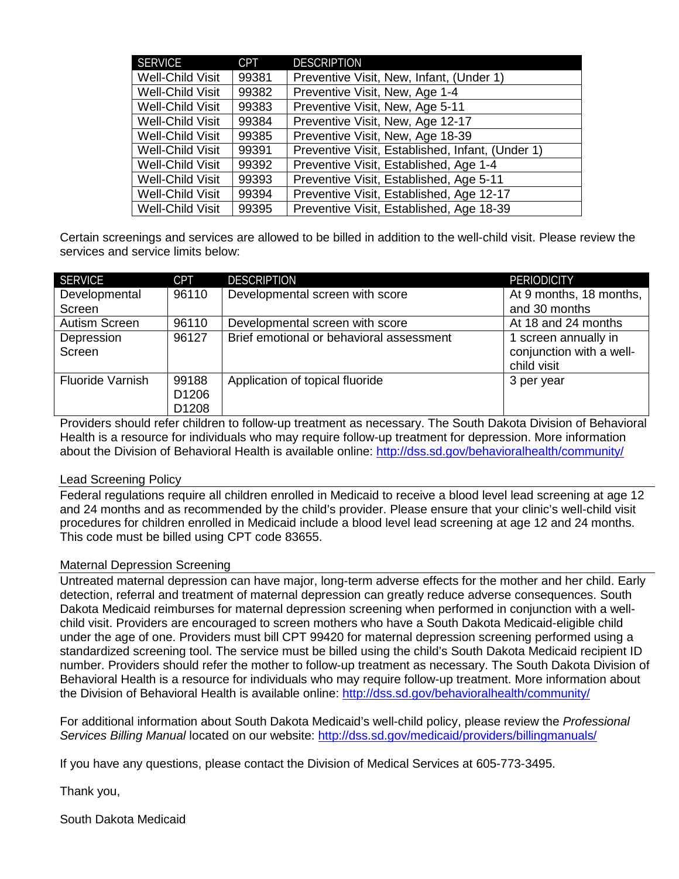| SERVICE | CPT | DESCRIPTION |
|---|---|---|
| Well-Child Visit | 99381 | Preventive Visit, New, Infant, (Under 1) |
| Well-Child Visit | 99382 | Preventive Visit, New, Age 1-4 |
| Well-Child Visit | 99383 | Preventive Visit, New, Age 5-11 |
| Well-Child Visit | 99384 | Preventive Visit, New, Age 12-17 |
| Well-Child Visit | 99385 | Preventive Visit, New, Age 18-39 |
| Well-Child Visit | 99391 | Preventive Visit, Established, Infant, (Under 1) |
| Well-Child Visit | 99392 | Preventive Visit, Established, Age 1-4 |
| Well-Child Visit | 99393 | Preventive Visit, Established, Age 5-11 |
| Well-Child Visit | 99394 | Preventive Visit, Established, Age 12-17 |
| Well-Child Visit | 99395 | Preventive Visit, Established, Age 18-39 |

Certain screenings and services are allowed to be billed in addition to the well-child visit. Please review the services and service limits below:

| SERVICE | CPT | DESCRIPTION | PERIODICITY |
|---|---|---|---|
| Developmental Screen | 96110 | Developmental screen with score | At 9 months, 18 months, and 30 months |
| Autism Screen | 96110 | Developmental screen with score | At 18 and 24 months |
| Depression Screen | 96127 | Brief emotional or behavioral assessment | 1 screen annually in conjunction with a well-child visit |
| Fluoride Varnish | 99188 D1206 D1208 | Application of topical fluoride | 3 per year |

Providers should refer children to follow-up treatment as necessary. The South Dakota Division of Behavioral Health is a resource for individuals who may require follow-up treatment for depression. More information about the Division of Behavioral Health is available online: http://dss.sd.gov/behavioralhealth/community/

## Lead Screening Policy

Federal regulations require all children enrolled in Medicaid to receive a blood level lead screening at age 12 and 24 months and as recommended by the child's provider. Please ensure that your clinic's well-child visit procedures for children enrolled in Medicaid include a blood level lead screening at age 12 and 24 months. This code must be billed using CPT code 83655.

## Maternal Depression Screening

Untreated maternal depression can have major, long-term adverse effects for the mother and her child. Early detection, referral and treatment of maternal depression can greatly reduce adverse consequences. South Dakota Medicaid reimburses for maternal depression screening when performed in conjunction with a well-child visit. Providers are encouraged to screen mothers who have a South Dakota Medicaid-eligible child under the age of one. Providers must bill CPT 99420 for maternal depression screening performed using a standardized screening tool. The service must be billed using the child's South Dakota Medicaid recipient ID number. Providers should refer the mother to follow-up treatment as necessary. The South Dakota Division of Behavioral Health is a resource for individuals who may require follow-up treatment. More information about the Division of Behavioral Health is available online: http://dss.sd.gov/behavioralhealth/community/

For additional information about South Dakota Medicaid's well-child policy, please review the *Professional Services Billing Manual* located on our website: http://dss.sd.gov/medicaid/providers/billingmanuals/

If you have any questions, please contact the Division of Medical Services at 605-773-3495.

Thank you,

South Dakota Medicaid